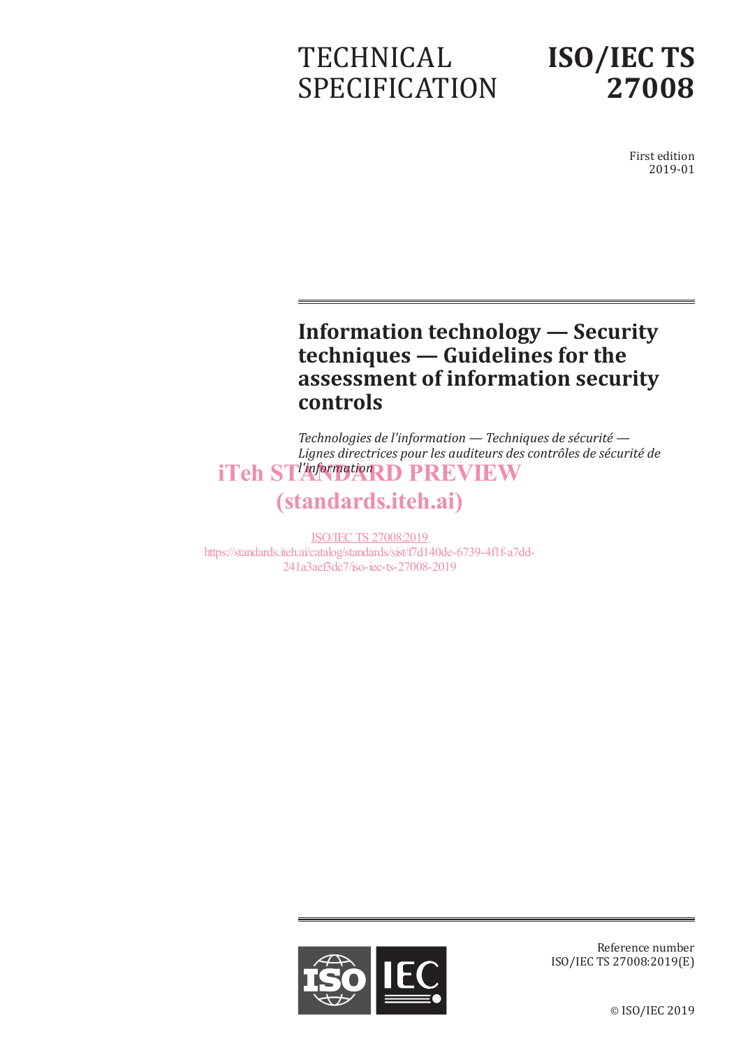TECHNICAL SPECIFICATION

# ISO/IEC TS 27008

First edition
2019-01

# Information technology — Security techniques — Guidelines for the assessment of information security controls

*Technologies de l'information — Techniques de sécurité — Lignes directrices pour les auditeurs des contrôles de sécurité de l'information*

iTeh STANDARD PREVIEW
(standards.iteh.ai)

ISO/IEC TS 27008:2019
https://standards.iteh.ai/catalog/standards/sist/f7d140de-6739-4f1f-a7dd-241a3aef3dc7/iso-iec-ts-27008-2019

Reference number
ISO/IEC TS 27008:2019(E)

© ISO/IEC 2019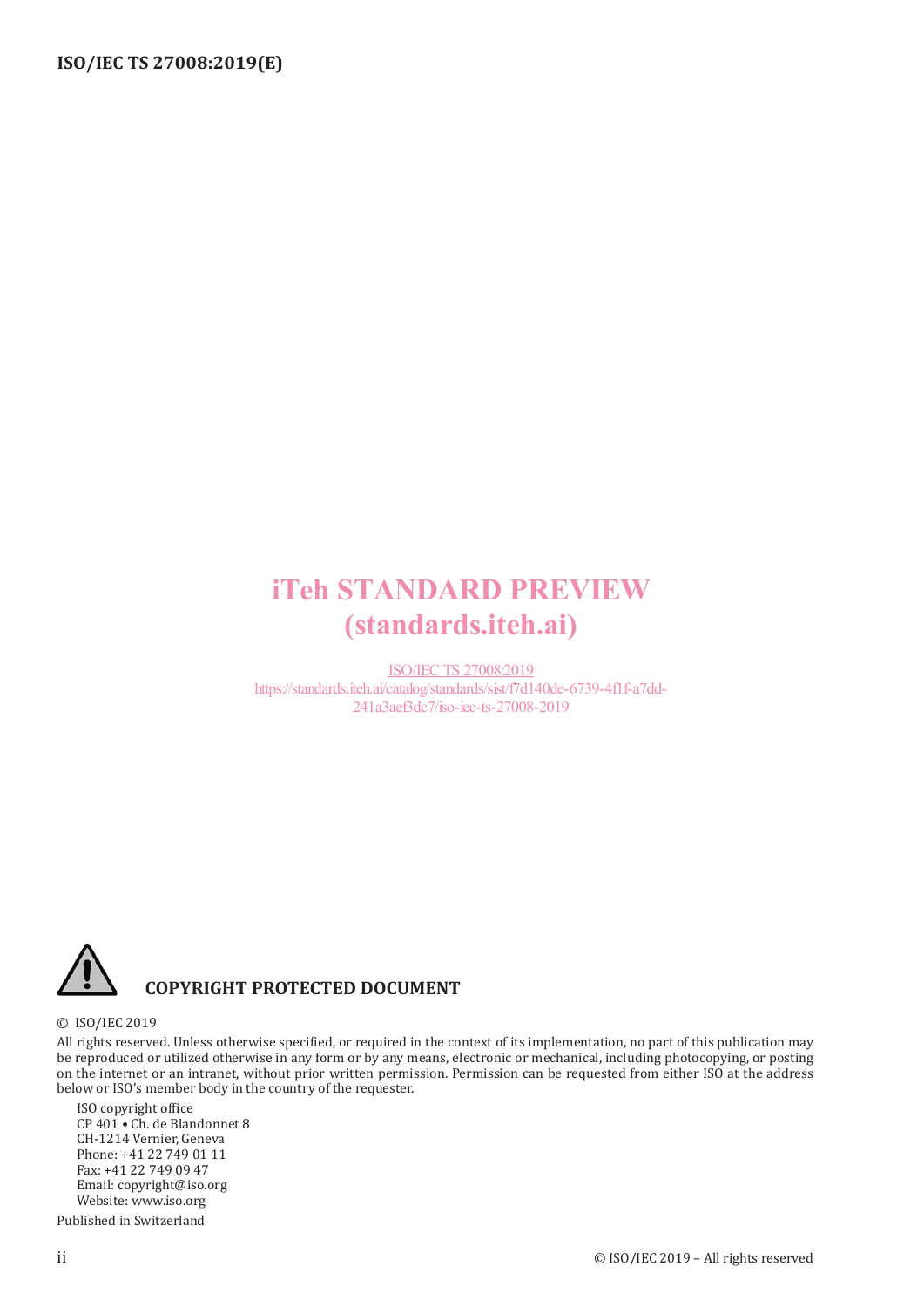iTeh STANDARD PREVIEW
(standards.iteh.ai)

ISO/IEC TS 27008:2019
https://standards.iteh.ai/catalog/standards/sist/f7d140de-6739-4f1f-a7dd-241a3aef3dc7/iso-iec-ts-27008-2019

**COPYRIGHT PROTECTED DOCUMENT**

© ISO/IEC 2019

All rights reserved. Unless otherwise specified, or required in the context of its implementation, no part of this publication may be reproduced or utilized otherwise in any form or by any means, electronic or mechanical, including photocopying, or posting on the internet or an intranet, without prior written permission. Permission can be requested from either ISO at the address below or ISO's member body in the country of the requester.

ISO copyright office
CP 401 • Ch. de Blandonnet 8
CH-1214 Vernier, Geneva
Phone: +41 22 749 01 11
Fax: +41 22 749 09 47
Email: copyright@iso.org
Website: www.iso.org

Published in Switzerland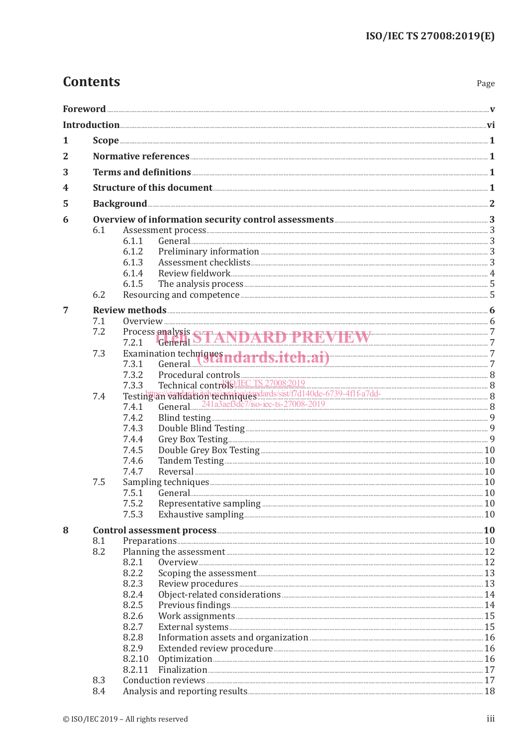# Contents

Page

**Foreword** v

**Introduction** vi

**1 Scope** 1

**2 Normative references** 1

**3 Terms and definitions** 1

**4 Structure of this document** 1

**5 Background** 2

**6 Overview of information security control assessments** 3

- 6.1 Assessment process 3
  - 6.1.1 General 3
  - 6.1.2 Preliminary information 3
  - 6.1.3 Assessment checklists 3
  - 6.1.4 Review fieldwork 4
  - 6.1.5 The analysis process 5
- 6.2 Resourcing and competence 5

**7 Review methods** 6

- 7.1 Overview 6
- 7.2 Process analysis 7
  - 7.2.1 General 7
- 7.3 Examination techniques 7
  - 7.3.1 General 7
  - 7.3.2 Procedural controls 8
  - 7.3.3 Technical controls 8
- 7.4 Testing an validation techniques 8
  - 7.4.1 General 8
  - 7.4.2 Blind testing 9
  - 7.4.3 Double Blind Testing 9
  - 7.4.4 Grey Box Testing 9
  - 7.4.5 Double Grey Box Testing 10
  - 7.4.6 Tandem Testing 10
  - 7.4.7 Reversal 10
- 7.5 Sampling techniques 10
  - 7.5.1 General 10
  - 7.5.2 Representative sampling 10
  - 7.5.3 Exhaustive sampling 10

**8 Control assessment process** 10

- 8.1 Preparations 10
- 8.2 Planning the assessment 12
  - 8.2.1 Overview 12
  - 8.2.2 Scoping the assessment 13
  - 8.2.3 Review procedures 13
  - 8.2.4 Object-related considerations 14
  - 8.2.5 Previous findings 14
  - 8.2.6 Work assignments 15
  - 8.2.7 External systems 15
  - 8.2.8 Information assets and organization 16
  - 8.2.9 Extended review procedure 16
  - 8.2.10 Optimization 16
  - 8.2.11 Finalization 17
- 8.3 Conduction reviews 17
- 8.4 Analysis and reporting results 18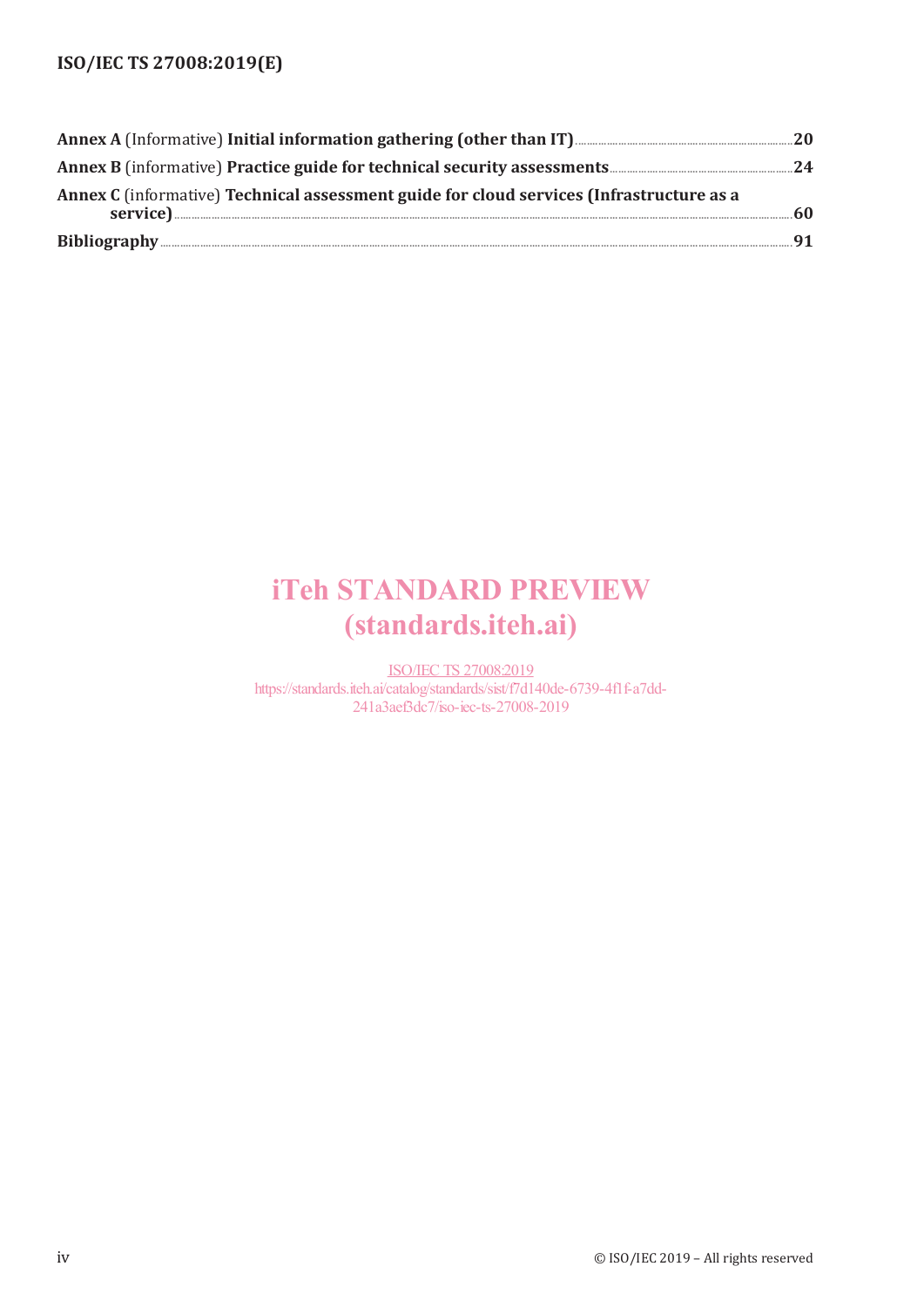**Annex A** (Informative) **Initial information gathering (other than IT)** ..... 20

**Annex B** (informative) **Practice guide for technical security assessments** ..... 24

**Annex C** (informative) **Technical assessment guide for cloud services (Infrastructure as a service)** ..... 60

**Bibliography** ..... 91

iTeh STANDARD PREVIEW
(standards.iteh.ai)

ISO/IEC TS 27008:2019
https://standards.iteh.ai/catalog/standards/sist/f7d140de-6739-4f1f-a7dd-241a3aef3dc7/iso-iec-ts-27008-2019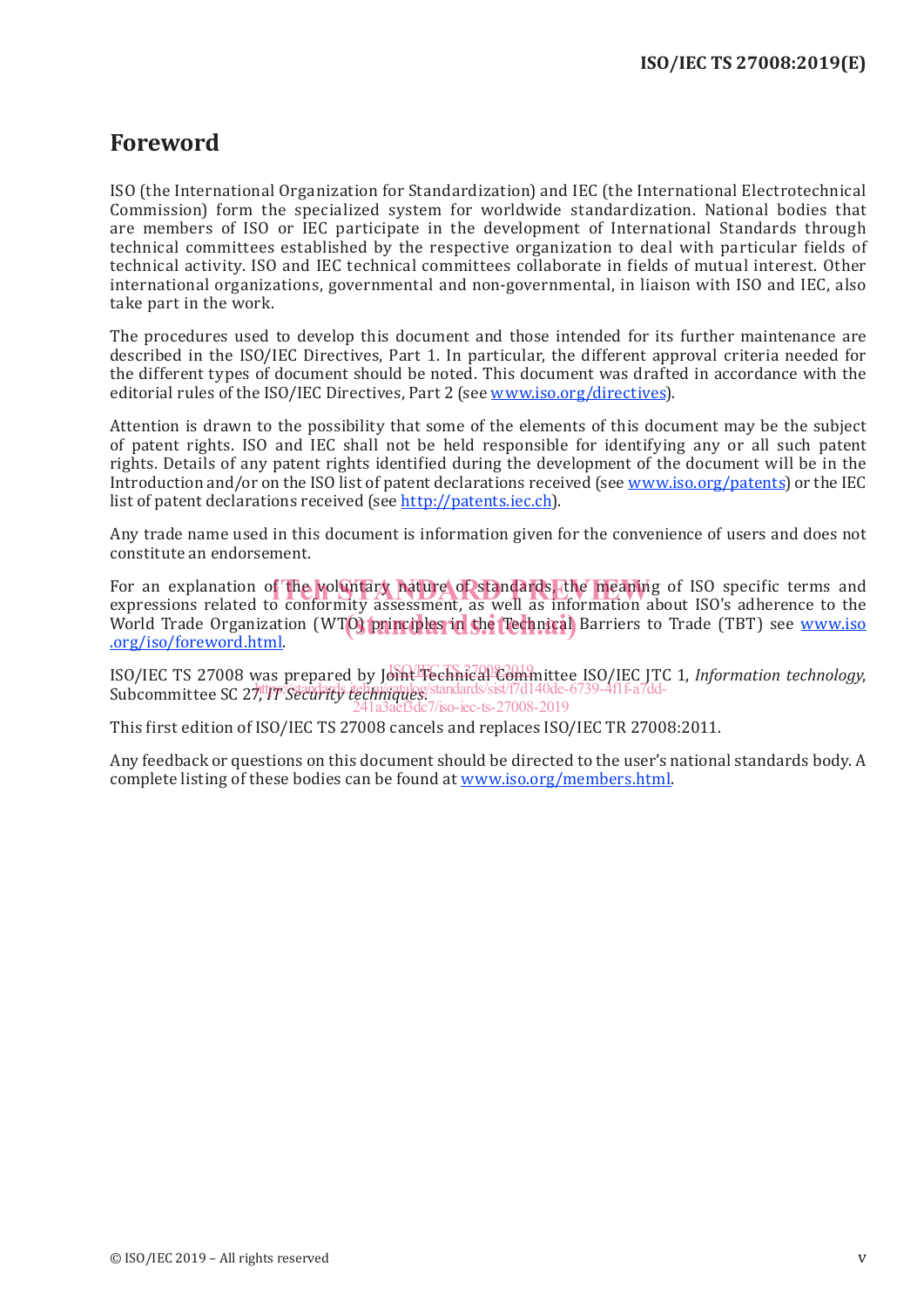# Foreword

ISO (the International Organization for Standardization) and IEC (the International Electrotechnical Commission) form the specialized system for worldwide standardization. National bodies that are members of ISO or IEC participate in the development of International Standards through technical committees established by the respective organization to deal with particular fields of technical activity. ISO and IEC technical committees collaborate in fields of mutual interest. Other international organizations, governmental and non-governmental, in liaison with ISO and IEC, also take part in the work.

The procedures used to develop this document and those intended for its further maintenance are described in the ISO/IEC Directives, Part 1. In particular, the different approval criteria needed for the different types of document should be noted. This document was drafted in accordance with the editorial rules of the ISO/IEC Directives, Part 2 (see www.iso.org/directives).

Attention is drawn to the possibility that some of the elements of this document may be the subject of patent rights. ISO and IEC shall not be held responsible for identifying any or all such patent rights. Details of any patent rights identified during the development of the document will be in the Introduction and/or on the ISO list of patent declarations received (see www.iso.org/patents) or the IEC list of patent declarations received (see http://patents.iec.ch).

Any trade name used in this document is information given for the convenience of users and does not constitute an endorsement.

For an explanation of the voluntary nature of standards, the meaning of ISO specific terms and expressions related to conformity assessment, as well as information about ISO's adherence to the World Trade Organization (WTO) principles in the Technical Barriers to Trade (TBT) see www.iso.org/iso/foreword.html.

ISO/IEC TS 27008 was prepared by Joint Technical Committee ISO/IEC JTC 1, *Information technology*, Subcommittee SC 27, *IT Security techniques*.

This first edition of ISO/IEC TS 27008 cancels and replaces ISO/IEC TR 27008:2011.

Any feedback or questions on this document should be directed to the user's national standards body. A complete listing of these bodies can be found at www.iso.org/members.html.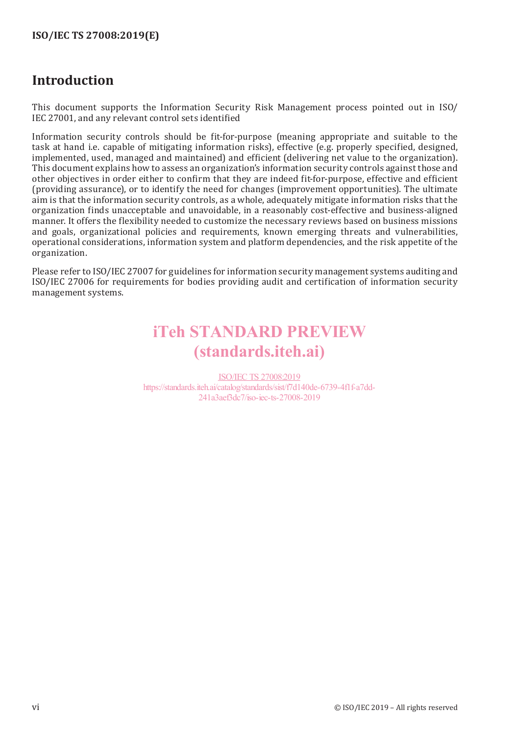## Introduction

This document supports the Information Security Risk Management process pointed out in ISO/IEC 27001, and any relevant control sets identified

Information security controls should be fit-for-purpose (meaning appropriate and suitable to the task at hand i.e. capable of mitigating information risks), effective (e.g. properly specified, designed, implemented, used, managed and maintained) and efficient (delivering net value to the organization). This document explains how to assess an organization's information security controls against those and other objectives in order either to confirm that they are indeed fit-for-purpose, effective and efficient (providing assurance), or to identify the need for changes (improvement opportunities). The ultimate aim is that the information security controls, as a whole, adequately mitigate information risks that the organization finds unacceptable and unavoidable, in a reasonably cost-effective and business-aligned manner. It offers the flexibility needed to customize the necessary reviews based on business missions and goals, organizational policies and requirements, known emerging threats and vulnerabilities, operational considerations, information system and platform dependencies, and the risk appetite of the organization.

Please refer to ISO/IEC 27007 for guidelines for information security management systems auditing and ISO/IEC 27006 for requirements for bodies providing audit and certification of information security management systems.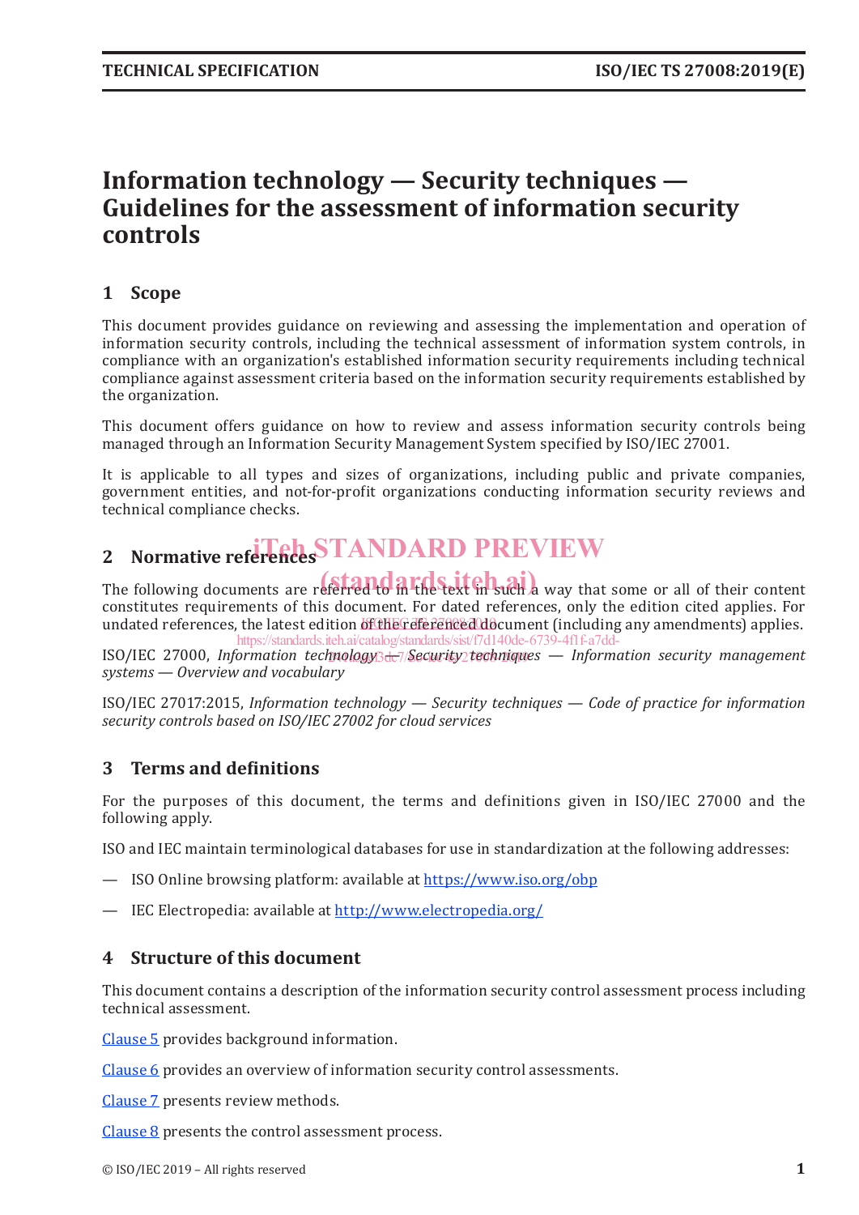# Information technology — Security techniques — Guidelines for the assessment of information security controls

## 1 Scope

This document provides guidance on reviewing and assessing the implementation and operation of information security controls, including the technical assessment of information system controls, in compliance with an organization's established information security requirements including technical compliance against assessment criteria based on the information security requirements established by the organization.

This document offers guidance on how to review and assess information security controls being managed through an Information Security Management System specified by ISO/IEC 27001.

It is applicable to all types and sizes of organizations, including public and private companies, government entities, and not-for-profit organizations conducting information security reviews and technical compliance checks.

## 2 Normative references

The following documents are referred to in the text in such a way that some or all of their content constitutes requirements of this document. For dated references, only the edition cited applies. For undated references, the latest edition of the referenced document (including any amendments) applies.

ISO/IEC 27000, *Information technology — Security techniques — Information security management systems — Overview and vocabulary*

ISO/IEC 27017:2015, *Information technology — Security techniques — Code of practice for information security controls based on ISO/IEC 27002 for cloud services*

## 3 Terms and definitions

For the purposes of this document, the terms and definitions given in ISO/IEC 27000 and the following apply.

ISO and IEC maintain terminological databases for use in standardization at the following addresses:

— ISO Online browsing platform: available at https://www.iso.org/obp

— IEC Electropedia: available at http://www.electropedia.org/

## 4 Structure of this document

This document contains a description of the information security control assessment process including technical assessment.

Clause 5 provides background information.

Clause 6 provides an overview of information security control assessments.

Clause 7 presents review methods.

Clause 8 presents the control assessment process.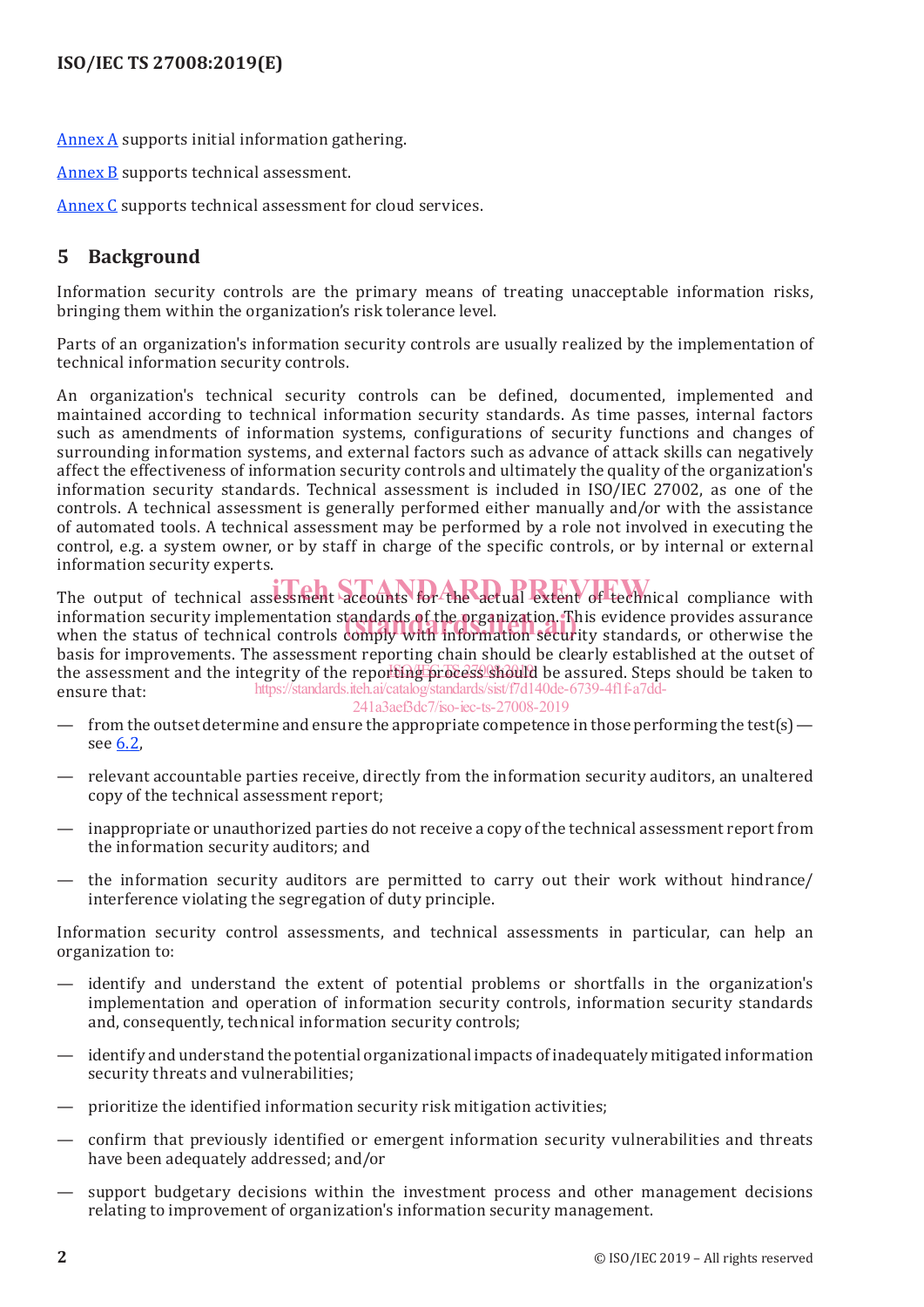Annex A supports initial information gathering.

Annex B supports technical assessment.

Annex C supports technical assessment for cloud services.

## 5 Background

Information security controls are the primary means of treating unacceptable information risks, bringing them within the organization's risk tolerance level.

Parts of an organization's information security controls are usually realized by the implementation of technical information security controls.

An organization's technical security controls can be defined, documented, implemented and maintained according to technical information security standards. As time passes, internal factors such as amendments of information systems, configurations of security functions and changes of surrounding information systems, and external factors such as advance of attack skills can negatively affect the effectiveness of information security controls and ultimately the quality of the organization's information security standards. Technical assessment is included in ISO/IEC 27002, as one of the controls. A technical assessment is generally performed either manually and/or with the assistance of automated tools. A technical assessment may be performed by a role not involved in executing the control, e.g. a system owner, or by staff in charge of the specific controls, or by internal or external information security experts.

The output of technical assessment accounts for the actual extent of technical compliance with information security implementation standards of the organization. This evidence provides assurance when the status of technical controls comply with information security standards, or otherwise the basis for improvements. The assessment reporting chain should be clearly established at the outset of the assessment and the integrity of the reporting process should be assured. Steps should be taken to ensure that:

— from the outset determine and ensure the appropriate competence in those performing the test(s) — see 6.2,

— relevant accountable parties receive, directly from the information security auditors, an unaltered copy of the technical assessment report;

— inappropriate or unauthorized parties do not receive a copy of the technical assessment report from the information security auditors; and

— the information security auditors are permitted to carry out their work without hindrance/interference violating the segregation of duty principle.

Information security control assessments, and technical assessments in particular, can help an organization to:

— identify and understand the extent of potential problems or shortfalls in the organization's implementation and operation of information security controls, information security standards and, consequently, technical information security controls;

— identify and understand the potential organizational impacts of inadequately mitigated information security threats and vulnerabilities;

— prioritize the identified information security risk mitigation activities;

— confirm that previously identified or emergent information security vulnerabilities and threats have been adequately addressed; and/or

— support budgetary decisions within the investment process and other management decisions relating to improvement of organization's information security management.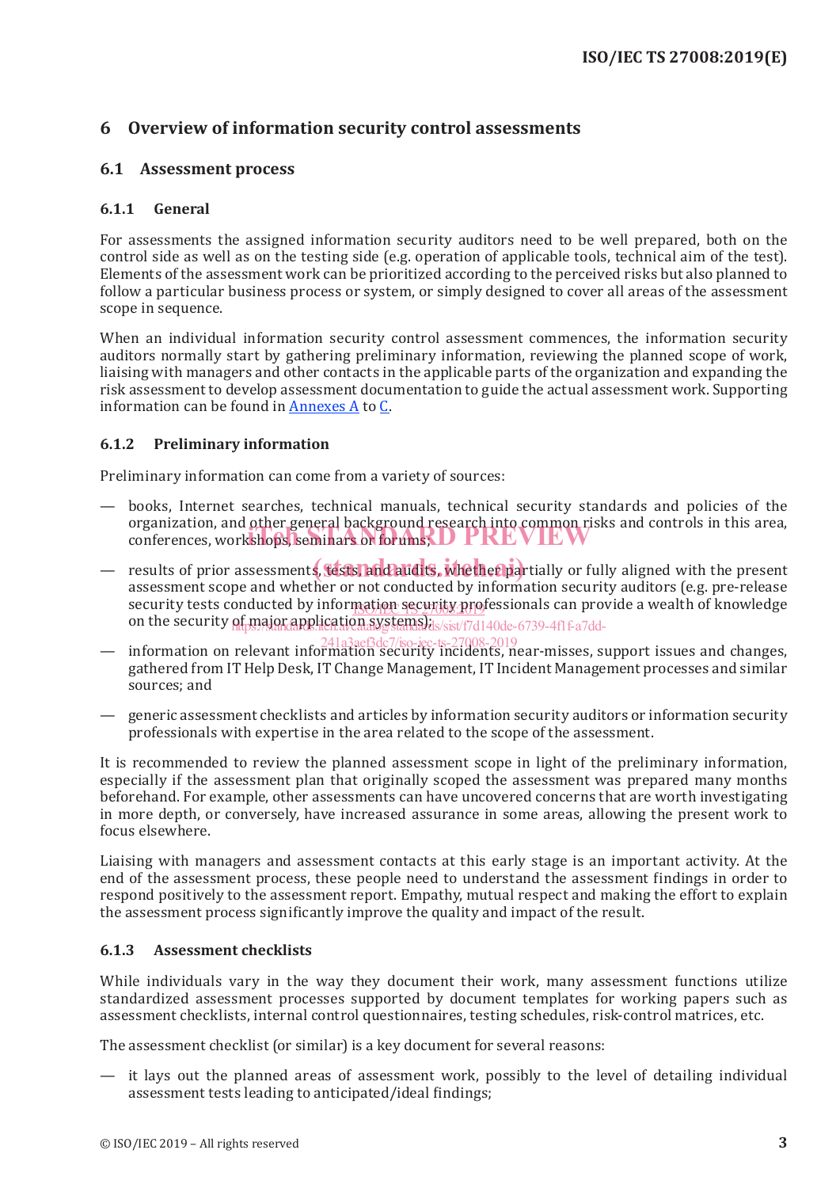# 6 Overview of information security control assessments

## 6.1 Assessment process

### 6.1.1 General

For assessments the assigned information security auditors need to be well prepared, both on the control side as well as on the testing side (e.g. operation of applicable tools, technical aim of the test). Elements of the assessment work can be prioritized according to the perceived risks but also planned to follow a particular business process or system, or simply designed to cover all areas of the assessment scope in sequence.

When an individual information security control assessment commences, the information security auditors normally start by gathering preliminary information, reviewing the planned scope of work, liaising with managers and other contacts in the applicable parts of the organization and expanding the risk assessment to develop assessment documentation to guide the actual assessment work. Supporting information can be found in Annexes A to C.

### 6.1.2 Preliminary information

Preliminary information can come from a variety of sources:

— books, Internet searches, technical manuals, technical security standards and policies of the organization, and other general background research into common risks and controls in this area, conferences, workshops, seminars or forums;

— results of prior assessments, tests, and audits, whether partially or fully aligned with the present assessment scope and whether or not conducted by information security auditors (e.g. pre-release security tests conducted by information security professionals can provide a wealth of knowledge on the security of major application systems);

— information on relevant information security incidents, near-misses, support issues and changes, gathered from IT Help Desk, IT Change Management, IT Incident Management processes and similar sources; and

— generic assessment checklists and articles by information security auditors or information security professionals with expertise in the area related to the scope of the assessment.

It is recommended to review the planned assessment scope in light of the preliminary information, especially if the assessment plan that originally scoped the assessment was prepared many months beforehand. For example, other assessments can have uncovered concerns that are worth investigating in more depth, or conversely, have increased assurance in some areas, allowing the present work to focus elsewhere.

Liaising with managers and assessment contacts at this early stage is an important activity. At the end of the assessment process, these people need to understand the assessment findings in order to respond positively to the assessment report. Empathy, mutual respect and making the effort to explain the assessment process significantly improve the quality and impact of the result.

### 6.1.3 Assessment checklists

While individuals vary in the way they document their work, many assessment functions utilize standardized assessment processes supported by document templates for working papers such as assessment checklists, internal control questionnaires, testing schedules, risk-control matrices, etc.

The assessment checklist (or similar) is a key document for several reasons:

— it lays out the planned areas of assessment work, possibly to the level of detailing individual assessment tests leading to anticipated/ideal findings;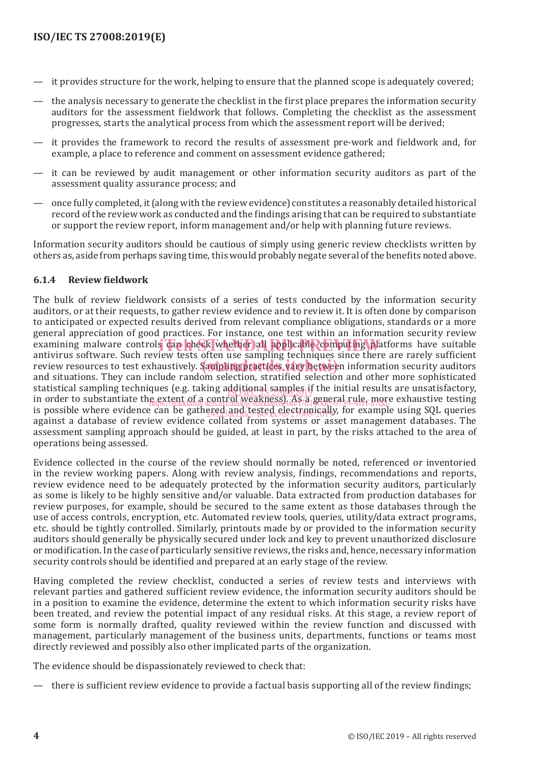- it provides structure for the work, helping to ensure that the planned scope is adequately covered;
- the analysis necessary to generate the checklist in the first place prepares the information security auditors for the assessment fieldwork that follows. Completing the checklist as the assessment progresses, starts the analytical process from which the assessment report will be derived;
- it provides the framework to record the results of assessment pre-work and fieldwork and, for example, a place to reference and comment on assessment evidence gathered;
- it can be reviewed by audit management or other information security auditors as part of the assessment quality assurance process; and
- once fully completed, it (along with the review evidence) constitutes a reasonably detailed historical record of the review work as conducted and the findings arising that can be required to substantiate or support the review report, inform management and/or help with planning future reviews.

Information security auditors should be cautious of simply using generic review checklists written by others as, aside from perhaps saving time, this would probably negate several of the benefits noted above.

### 6.1.4 Review fieldwork

The bulk of review fieldwork consists of a series of tests conducted by the information security auditors, or at their requests, to gather review evidence and to review it. It is often done by comparison to anticipated or expected results derived from relevant compliance obligations, standards or a more general appreciation of good practices. For instance, one test within an information security review examining malware controls can check whether all applicable computing platforms have suitable antivirus software. Such review tests often use sampling techniques since there are rarely sufficient review resources to test exhaustively. Sampling practices vary between information security auditors and situations. They can include random selection, stratified selection and other more sophisticated statistical sampling techniques (e.g. taking additional samples if the initial results are unsatisfactory, in order to substantiate the extent of a control weakness). As a general rule, more exhaustive testing is possible where evidence can be gathered and tested electronically, for example using SQL queries against a database of review evidence collated from systems or asset management databases. The assessment sampling approach should be guided, at least in part, by the risks attached to the area of operations being assessed.

Evidence collected in the course of the review should normally be noted, referenced or inventoried in the review working papers. Along with review analysis, findings, recommendations and reports, review evidence need to be adequately protected by the information security auditors, particularly as some is likely to be highly sensitive and/or valuable. Data extracted from production databases for review purposes, for example, should be secured to the same extent as those databases through the use of access controls, encryption, etc. Automated review tools, queries, utility/data extract programs, etc. should be tightly controlled. Similarly, printouts made by or provided to the information security auditors should generally be physically secured under lock and key to prevent unauthorized disclosure or modification. In the case of particularly sensitive reviews, the risks and, hence, necessary information security controls should be identified and prepared at an early stage of the review.

Having completed the review checklist, conducted a series of review tests and interviews with relevant parties and gathered sufficient review evidence, the information security auditors should be in a position to examine the evidence, determine the extent to which information security risks have been treated, and review the potential impact of any residual risks. At this stage, a review report of some form is normally drafted, quality reviewed within the review function and discussed with management, particularly management of the business units, departments, functions or teams most directly reviewed and possibly also other implicated parts of the organization.

The evidence should be dispassionately reviewed to check that:

- there is sufficient review evidence to provide a factual basis supporting all of the review findings;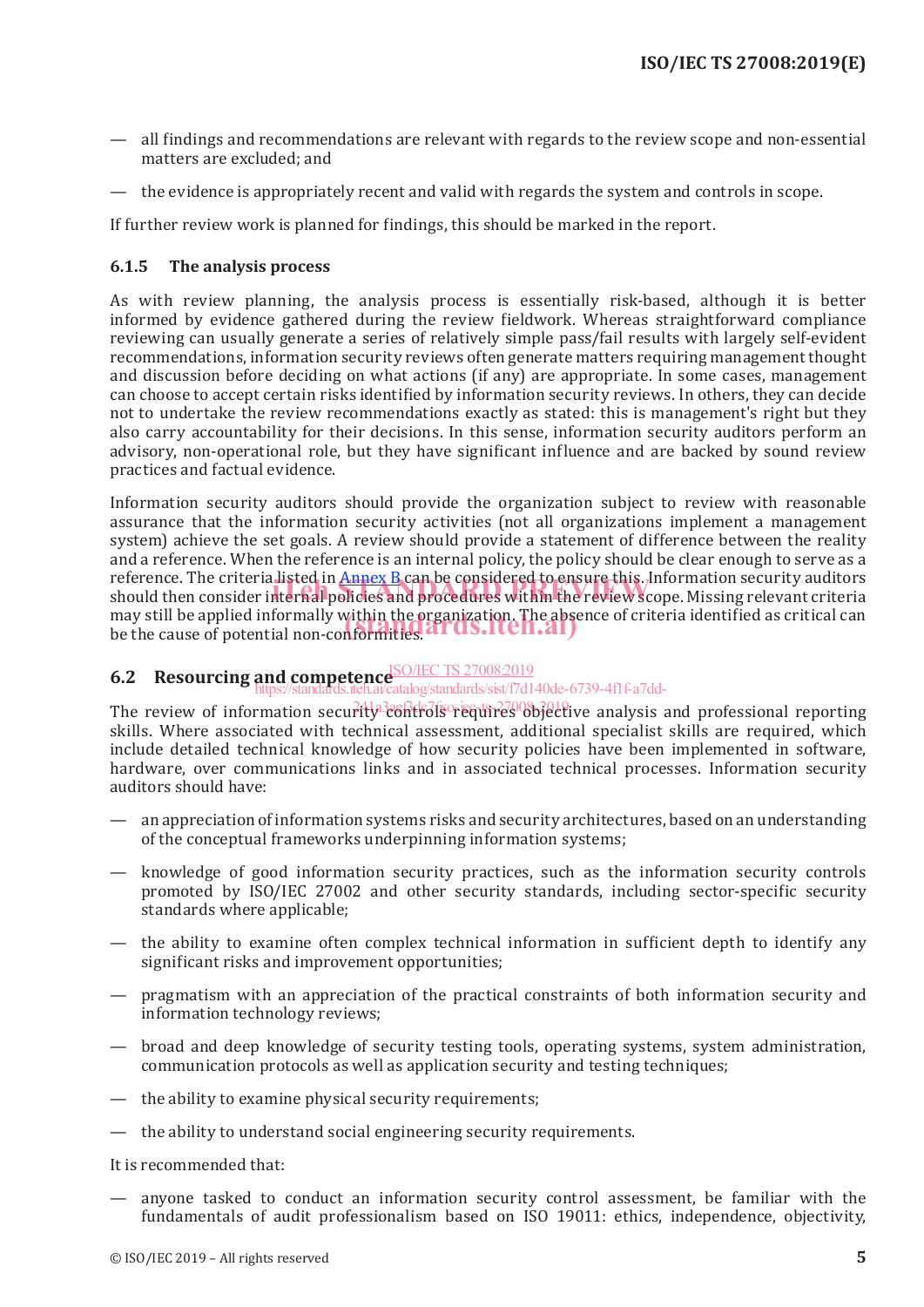— all findings and recommendations are relevant with regards to the review scope and non-essential matters are excluded; and

— the evidence is appropriately recent and valid with regards the system and controls in scope.

If further review work is planned for findings, this should be marked in the report.

### 6.1.5 The analysis process

As with review planning, the analysis process is essentially risk-based, although it is better informed by evidence gathered during the review fieldwork. Whereas straightforward compliance reviewing can usually generate a series of relatively simple pass/fail results with largely self-evident recommendations, information security reviews often generate matters requiring management thought and discussion before deciding on what actions (if any) are appropriate. In some cases, management can choose to accept certain risks identified by information security reviews. In others, they can decide not to undertake the review recommendations exactly as stated: this is management's right but they also carry accountability for their decisions. In this sense, information security auditors perform an advisory, non-operational role, but they have significant influence and are backed by sound review practices and factual evidence.

Information security auditors should provide the organization subject to review with reasonable assurance that the information security activities (not all organizations implement a management system) achieve the set goals. A review should provide a statement of difference between the reality and a reference. When the reference is an internal policy, the policy should be clear enough to serve as a reference. The criteria listed in Annex B can be considered to ensure this. Information security auditors should then consider internal policies and procedures within the review scope. Missing relevant criteria may still be applied informally within the organization. The absence of criteria identified as critical can be the cause of potential non-conformities.

## 6.2 Resourcing and competence

The review of information security controls requires objective analysis and professional reporting skills. Where associated with technical assessment, additional specialist skills are required, which include detailed technical knowledge of how security policies have been implemented in software, hardware, over communications links and in associated technical processes. Information security auditors should have:

— an appreciation of information systems risks and security architectures, based on an understanding of the conceptual frameworks underpinning information systems;

— knowledge of good information security practices, such as the information security controls promoted by ISO/IEC 27002 and other security standards, including sector-specific security standards where applicable;

— the ability to examine often complex technical information in sufficient depth to identify any significant risks and improvement opportunities;

— pragmatism with an appreciation of the practical constraints of both information security and information technology reviews;

— broad and deep knowledge of security testing tools, operating systems, system administration, communication protocols as well as application security and testing techniques;

— the ability to examine physical security requirements;

— the ability to understand social engineering security requirements.

It is recommended that:

— anyone tasked to conduct an information security control assessment, be familiar with the fundamentals of audit professionalism based on ISO 19011: ethics, independence, objectivity,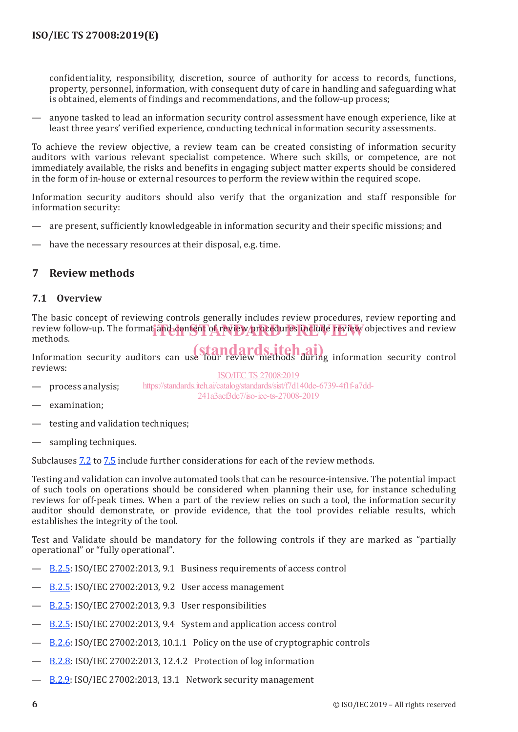confidentiality, responsibility, discretion, source of authority for access to records, functions, property, personnel, information, with consequent duty of care in handling and safeguarding what is obtained, elements of findings and recommendations, and the follow-up process;

— anyone tasked to lead an information security control assessment have enough experience, like at least three years' verified experience, conducting technical information security assessments.

To achieve the review objective, a review team can be created consisting of information security auditors with various relevant specialist competence. Where such skills, or competence, are not immediately available, the risks and benefits in engaging subject matter experts should be considered in the form of in-house or external resources to perform the review within the required scope.

Information security auditors should also verify that the organization and staff responsible for information security:

— are present, sufficiently knowledgeable in information security and their specific missions; and

— have the necessary resources at their disposal, e.g. time.

## 7 Review methods

### 7.1 Overview

The basic concept of reviewing controls generally includes review procedures, review reporting and review follow-up. The format and content of review procedures include review objectives and review methods.

Information security auditors can use four review methods during information security control reviews:

— process analysis;

— examination;

— testing and validation techniques;

— sampling techniques.

Subclauses 7.2 to 7.5 include further considerations for each of the review methods.

Testing and validation can involve automated tools that can be resource-intensive. The potential impact of such tools on operations should be considered when planning their use, for instance scheduling reviews for off-peak times. When a part of the review relies on such a tool, the information security auditor should demonstrate, or provide evidence, that the tool provides reliable results, which establishes the integrity of the tool.

Test and Validate should be mandatory for the following controls if they are marked as "partially operational" or "fully operational".

— B.2.5: ISO/IEC 27002:2013, 9.1 Business requirements of access control

— B.2.5: ISO/IEC 27002:2013, 9.2 User access management

— B.2.5: ISO/IEC 27002:2013, 9.3 User responsibilities

— B.2.5: ISO/IEC 27002:2013, 9.4 System and application access control

— B.2.6: ISO/IEC 27002:2013, 10.1.1 Policy on the use of cryptographic controls

— B.2.8: ISO/IEC 27002:2013, 12.4.2 Protection of log information

— B.2.9: ISO/IEC 27002:2013, 13.1 Network security management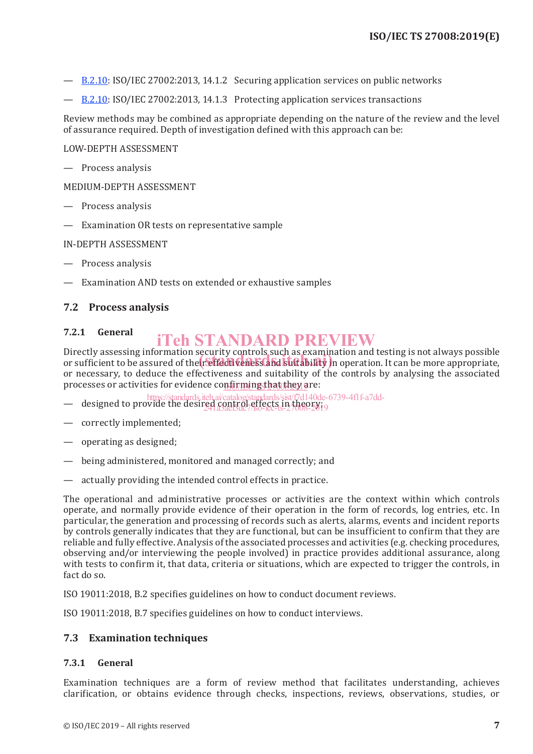— B.2.10: ISO/IEC 27002:2013, 14.1.2 Securing application services on public networks

— B.2.10: ISO/IEC 27002:2013, 14.1.3 Protecting application services transactions

Review methods may be combined as appropriate depending on the nature of the review and the level of assurance required. Depth of investigation defined with this approach can be:

LOW-DEPTH ASSESSMENT

— Process analysis

MEDIUM-DEPTH ASSESSMENT

— Process analysis

— Examination OR tests on representative sample

IN-DEPTH ASSESSMENT

— Process analysis

— Examination AND tests on extended or exhaustive samples

## 7.2 Process analysis

### 7.2.1 General

Directly assessing information security controls such as examination and testing is not always possible or sufficient to be assured of their effectiveness and suitability in operation. It can be more appropriate, or necessary, to deduce the effectiveness and suitability of the controls by analysing the associated processes or activities for evidence confirming that they are:

— designed to provide the desired control effects in theory;

— correctly implemented;

— operating as designed;

— being administered, monitored and managed correctly; and

— actually providing the intended control effects in practice.

The operational and administrative processes or activities are the context within which controls operate, and normally provide evidence of their operation in the form of records, log entries, etc. In particular, the generation and processing of records such as alerts, alarms, events and incident reports by controls generally indicates that they are functional, but can be insufficient to confirm that they are reliable and fully effective. Analysis of the associated processes and activities (e.g. checking procedures, observing and/or interviewing the people involved) in practice provides additional assurance, along with tests to confirm it, that data, criteria or situations, which are expected to trigger the controls, in fact do so.

ISO 19011:2018, B.2 specifies guidelines on how to conduct document reviews.

ISO 19011:2018, B.7 specifies guidelines on how to conduct interviews.

## 7.3 Examination techniques

### 7.3.1 General

Examination techniques are a form of review method that facilitates understanding, achieves clarification, or obtains evidence through checks, inspections, reviews, observations, studies, or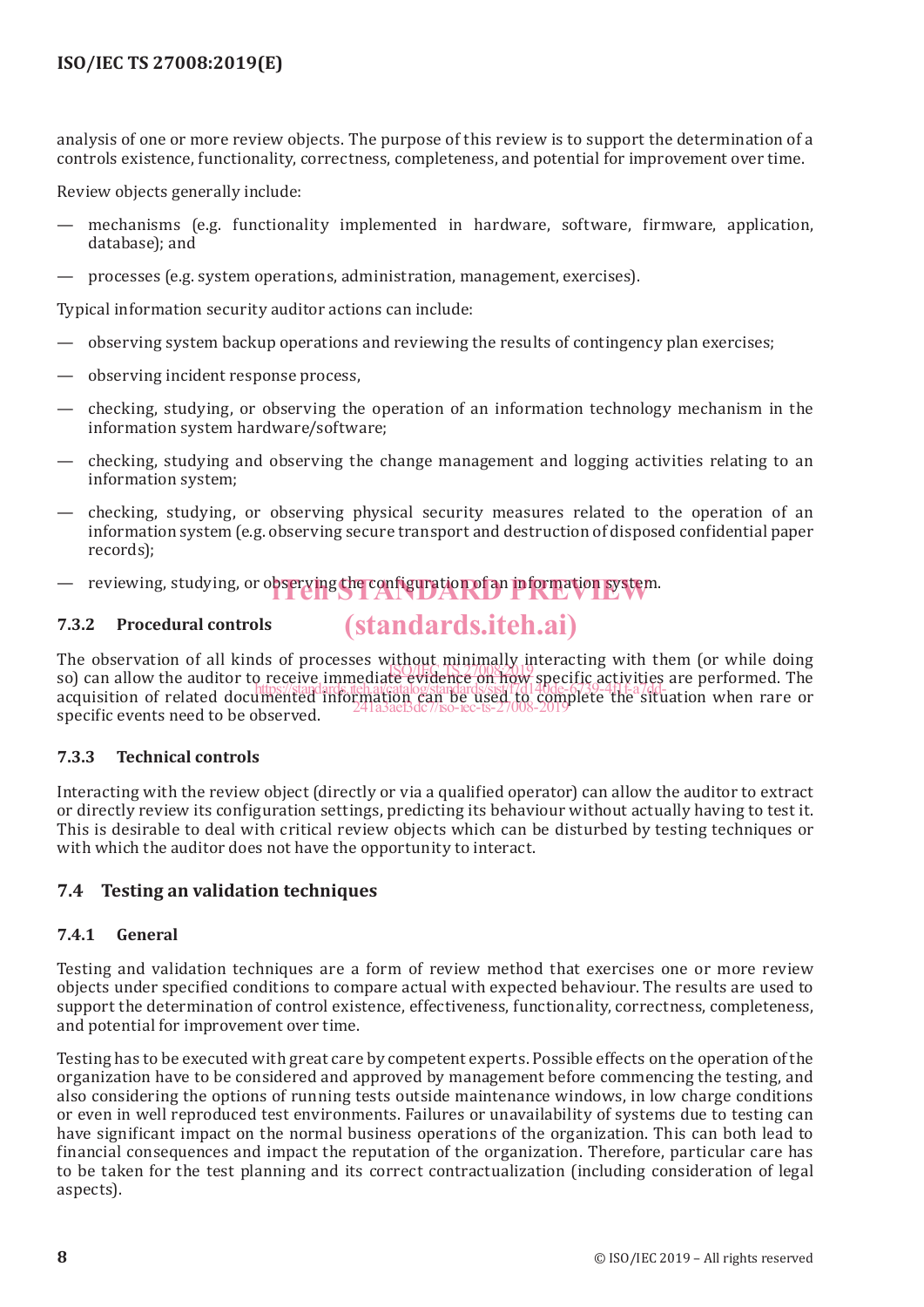analysis of one or more review objects. The purpose of this review is to support the determination of a controls existence, functionality, correctness, completeness, and potential for improvement over time.

Review objects generally include:

— mechanisms (e.g. functionality implemented in hardware, software, firmware, application, database); and

— processes (e.g. system operations, administration, management, exercises).

Typical information security auditor actions can include:

— observing system backup operations and reviewing the results of contingency plan exercises;

— observing incident response process,

— checking, studying, or observing the operation of an information technology mechanism in the information system hardware/software;

— checking, studying and observing the change management and logging activities relating to an information system;

— checking, studying, or observing physical security measures related to the operation of an information system (e.g. observing secure transport and destruction of disposed confidential paper records);

— reviewing, studying, or observing the configuration of an information system.

#### 7.3.2 Procedural controls

The observation of all kinds of processes without minimally interacting with them (or while doing so) can allow the auditor to receive immediate evidence on how specific activities are performed. The acquisition of related documented information can be used to complete the situation when rare or specific events need to be observed.

#### 7.3.3 Technical controls

Interacting with the review object (directly or via a qualified operator) can allow the auditor to extract or directly review its configuration settings, predicting its behaviour without actually having to test it. This is desirable to deal with critical review objects which can be disturbed by testing techniques or with which the auditor does not have the opportunity to interact.

### 7.4 Testing an validation techniques

#### 7.4.1 General

Testing and validation techniques are a form of review method that exercises one or more review objects under specified conditions to compare actual with expected behaviour. The results are used to support the determination of control existence, effectiveness, functionality, correctness, completeness, and potential for improvement over time.

Testing has to be executed with great care by competent experts. Possible effects on the operation of the organization have to be considered and approved by management before commencing the testing, and also considering the options of running tests outside maintenance windows, in low charge conditions or even in well reproduced test environments. Failures or unavailability of systems due to testing can have significant impact on the normal business operations of the organization. This can both lead to financial consequences and impact the reputation of the organization. Therefore, particular care has to be taken for the test planning and its correct contractualization (including consideration of legal aspects).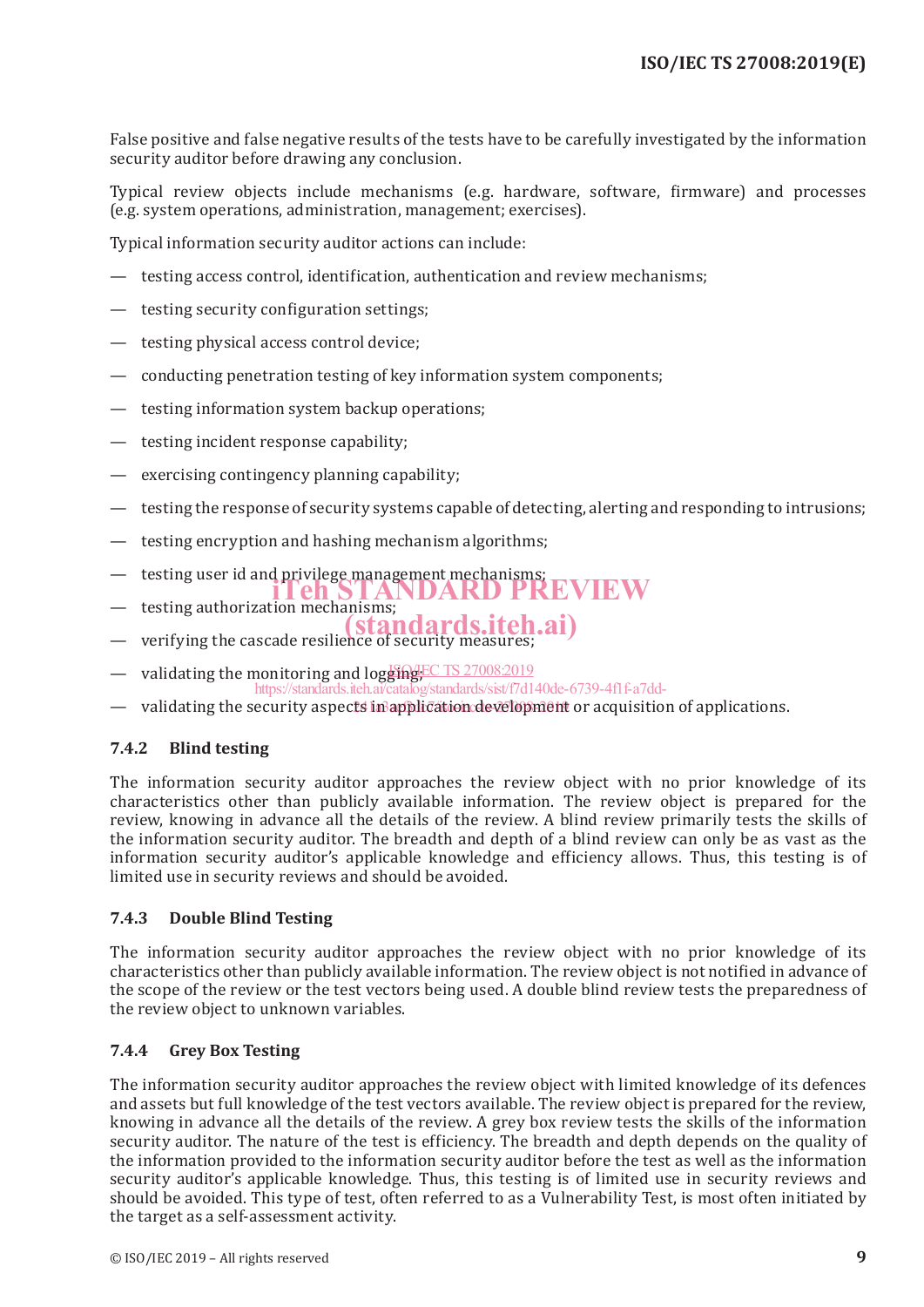False positive and false negative results of the tests have to be carefully investigated by the information security auditor before drawing any conclusion.

Typical review objects include mechanisms (e.g. hardware, software, firmware) and processes (e.g. system operations, administration, management; exercises).

Typical information security auditor actions can include:

— testing access control, identification, authentication and review mechanisms;

— testing security configuration settings;

— testing physical access control device;

— conducting penetration testing of key information system components;

— testing information system backup operations;

— testing incident response capability;

— exercising contingency planning capability;

— testing the response of security systems capable of detecting, alerting and responding to intrusions;

— testing encryption and hashing mechanism algorithms;

— testing user id and privilege management mechanisms;

— testing authorization mechanisms;

— verifying the cascade resilience of security measures;

— validating the monitoring and logging;

— validating the security aspects in application development or acquisition of applications.

### 7.4.2 Blind testing

The information security auditor approaches the review object with no prior knowledge of its characteristics other than publicly available information. The review object is prepared for the review, knowing in advance all the details of the review. A blind review primarily tests the skills of the information security auditor. The breadth and depth of a blind review can only be as vast as the information security auditor's applicable knowledge and efficiency allows. Thus, this testing is of limited use in security reviews and should be avoided.

### 7.4.3 Double Blind Testing

The information security auditor approaches the review object with no prior knowledge of its characteristics other than publicly available information. The review object is not notified in advance of the scope of the review or the test vectors being used. A double blind review tests the preparedness of the review object to unknown variables.

### 7.4.4 Grey Box Testing

The information security auditor approaches the review object with limited knowledge of its defences and assets but full knowledge of the test vectors available. The review object is prepared for the review, knowing in advance all the details of the review. A grey box review tests the skills of the information security auditor. The nature of the test is efficiency. The breadth and depth depends on the quality of the information provided to the information security auditor before the test as well as the information security auditor's applicable knowledge. Thus, this testing is of limited use in security reviews and should be avoided. This type of test, often referred to as a Vulnerability Test, is most often initiated by the target as a self-assessment activity.